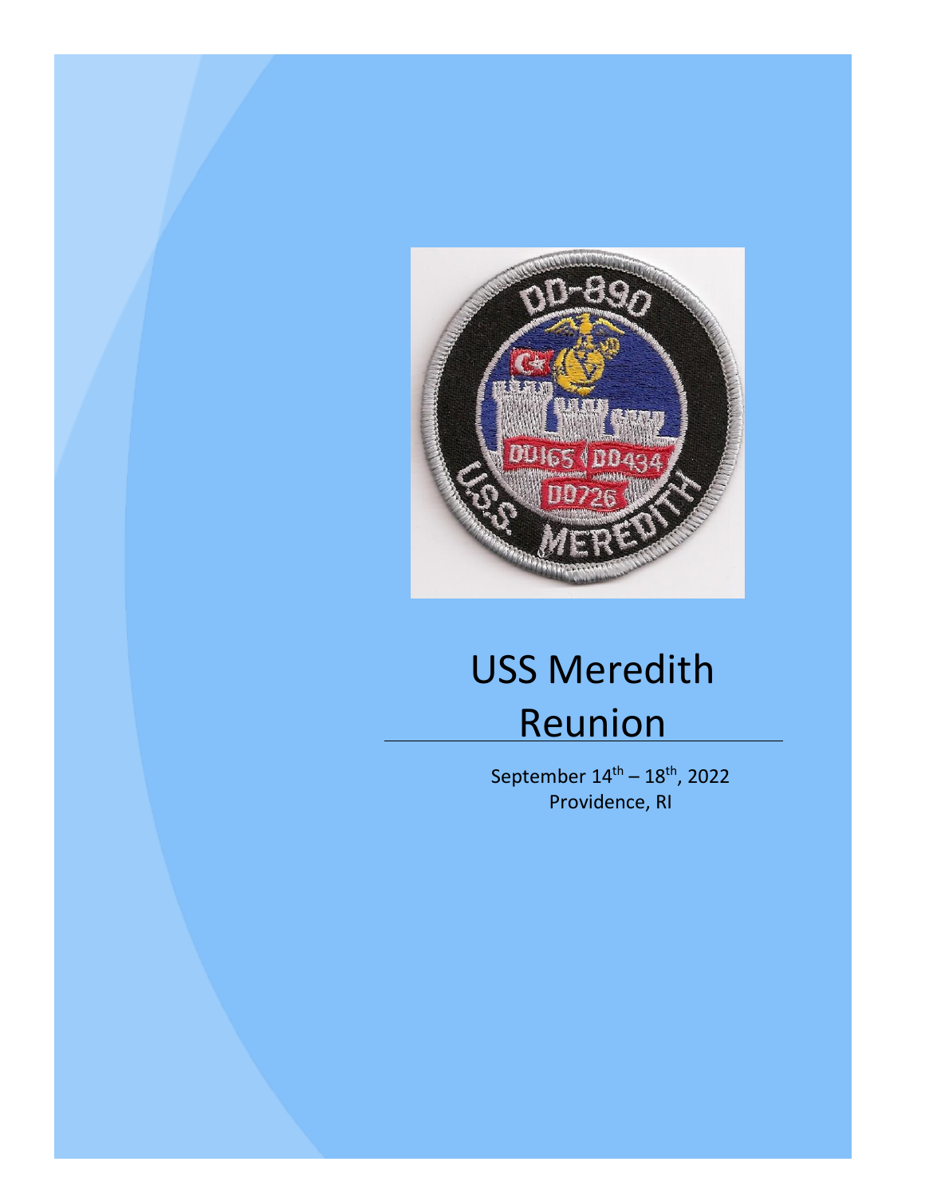# USS Meredith Reunion

September 14th – 18th, 2022
Providence, RI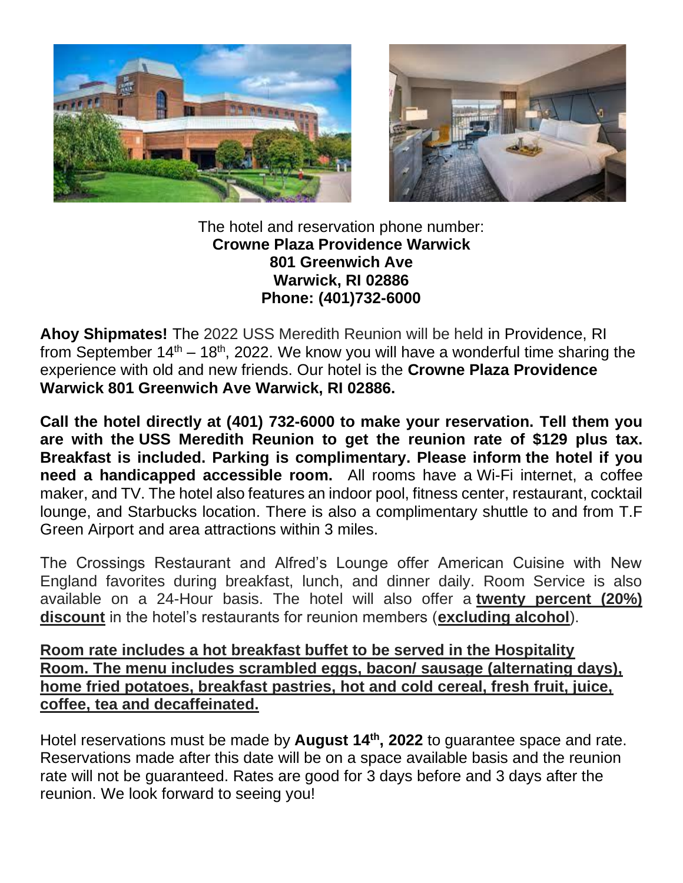The hotel and reservation phone number:
**Crowne Plaza Providence Warwick**
**801 Greenwich Ave**
**Warwick, RI 02886**
**Phone: (401)732-6000**

**Ahoy Shipmates!** The 2022 USS Meredith Reunion will be held in Providence, RI from September 14th – 18th, 2022. We know you will have a wonderful time sharing the experience with old and new friends. Our hotel is the **Crowne Plaza Providence Warwick 801 Greenwich Ave Warwick, RI 02886.**

**Call the hotel directly at (401) 732-6000 to make your reservation. Tell them you are with the USS Meredith Reunion to get the reunion rate of $129 plus tax. Breakfast is included. Parking is complimentary. Please inform the hotel if you need a handicapped accessible room.** All rooms have a Wi-Fi internet, a coffee maker, and TV. The hotel also features an indoor pool, fitness center, restaurant, cocktail lounge, and Starbucks location. There is also a complimentary shuttle to and from T.F Green Airport and area attractions within 3 miles.

The Crossings Restaurant and Alfred's Lounge offer American Cuisine with New England favorites during breakfast, lunch, and dinner daily. Room Service is also available on a 24-Hour basis. The hotel will also offer a **twenty percent (20%) discount** in the hotel's restaurants for reunion members (**excluding alcohol**).

**Room rate includes a hot breakfast buffet to be served in the Hospitality Room. The menu includes scrambled eggs, bacon/ sausage (alternating days), home fried potatoes, breakfast pastries, hot and cold cereal, fresh fruit, juice, coffee, tea and decaffeinated.**

Hotel reservations must be made by **August 14th, 2022** to guarantee space and rate. Reservations made after this date will be on a space available basis and the reunion rate will not be guaranteed. Rates are good for 3 days before and 3 days after the reunion. We look forward to seeing you!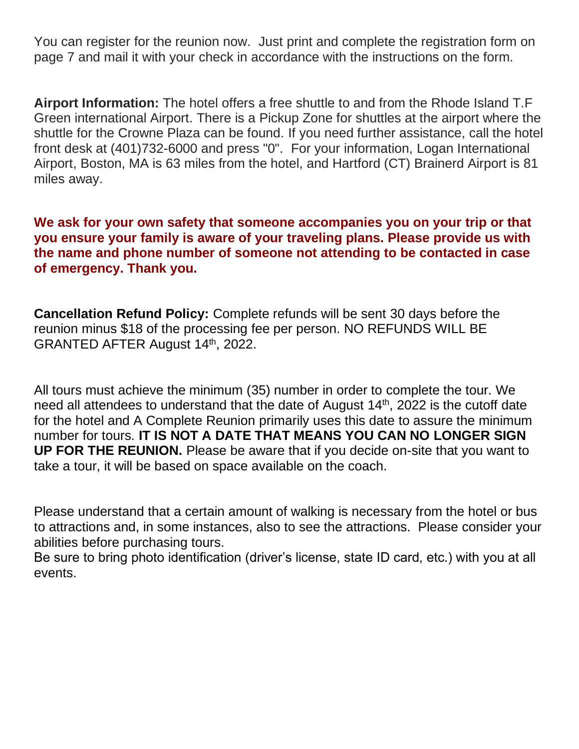You can register for the reunion now. Just print and complete the registration form on page 7 and mail it with your check in accordance with the instructions on the form.

**Airport Information:** The hotel offers a free shuttle to and from the Rhode Island T.F Green international Airport. There is a Pickup Zone for shuttles at the airport where the shuttle for the Crowne Plaza can be found. If you need further assistance, call the hotel front desk at (401)732-6000 and press "0". For your information, Logan International Airport, Boston, MA is 63 miles from the hotel, and Hartford (CT) Brainerd Airport is 81 miles away.

**We ask for your own safety that someone accompanies you on your trip or that you ensure your family is aware of your traveling plans. Please provide us with the name and phone number of someone not attending to be contacted in case of emergency. Thank you.**

**Cancellation Refund Policy:** Complete refunds will be sent 30 days before the reunion minus $18 of the processing fee per person. NO REFUNDS WILL BE GRANTED AFTER August 14th, 2022.

All tours must achieve the minimum (35) number in order to complete the tour. We need all attendees to understand that the date of August 14th, 2022 is the cutoff date for the hotel and A Complete Reunion primarily uses this date to assure the minimum number for tours. **IT IS NOT A DATE THAT MEANS YOU CAN NO LONGER SIGN UP FOR THE REUNION.** Please be aware that if you decide on-site that you want to take a tour, it will be based on space available on the coach.

Please understand that a certain amount of walking is necessary from the hotel or bus to attractions and, in some instances, also to see the attractions. Please consider your abilities before purchasing tours.
Be sure to bring photo identification (driver's license, state ID card, etc.) with you at all events.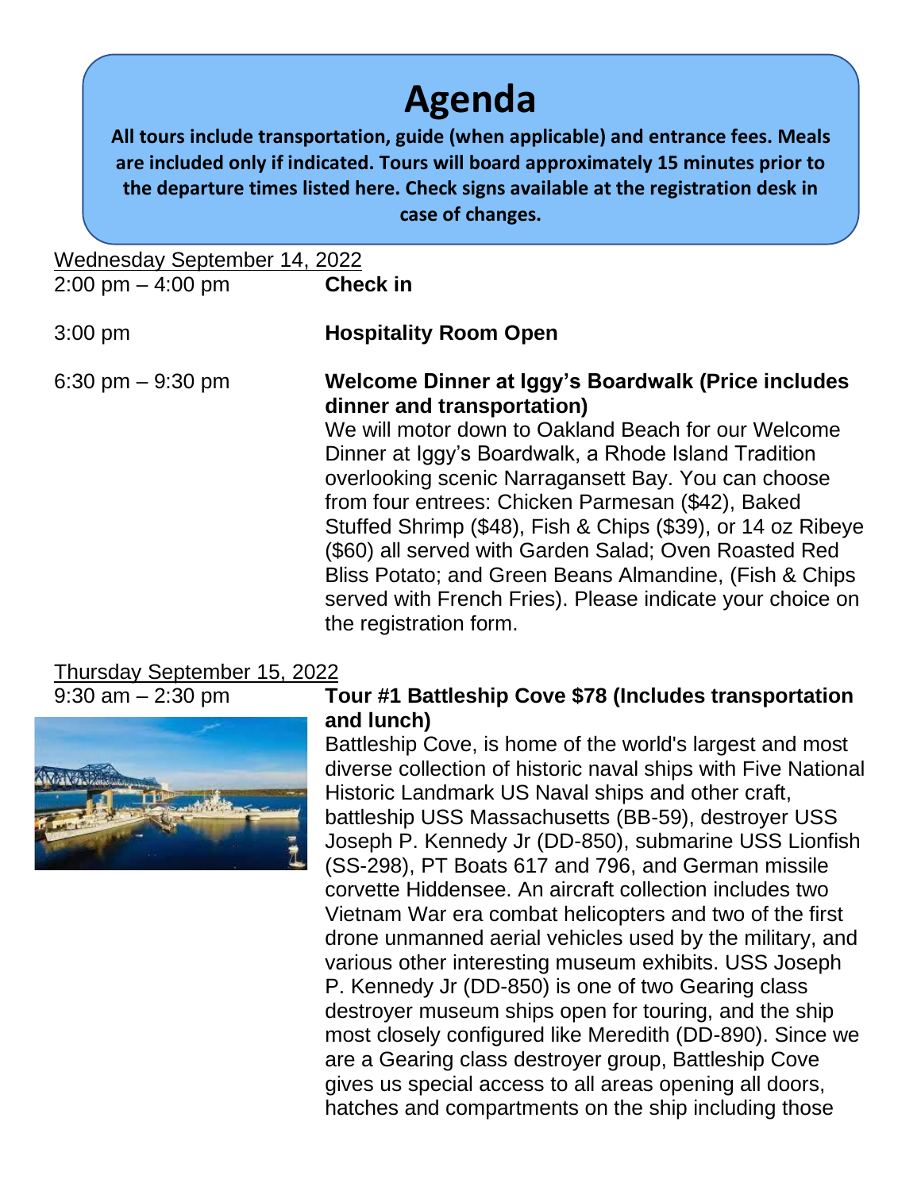# Agenda

**All tours include transportation, guide (when applicable) and entrance fees. Meals are included only if indicated. Tours will board approximately 15 minutes prior to the departure times listed here. Check signs available at the registration desk in case of changes.**

Wednesday September 14, 2022

2:00 pm – 4:00 pm **Check in**

3:00 pm **Hospitality Room Open**

6:30 pm – 9:30 pm **Welcome Dinner at Iggy's Boardwalk (Price includes dinner and transportation)**

We will motor down to Oakland Beach for our Welcome Dinner at Iggy's Boardwalk, a Rhode Island Tradition overlooking scenic Narragansett Bay. You can choose from four entrees: Chicken Parmesan ($42), Baked Stuffed Shrimp ($48), Fish & Chips ($39), or 14 oz Ribeye ($60) all served with Garden Salad; Oven Roasted Red Bliss Potato; and Green Beans Almandine, (Fish & Chips served with French Fries). Please indicate your choice on the registration form.

Thursday September 15, 2022

9:30 am – 2:30 pm **Tour #1 Battleship Cove $78 (Includes transportation and lunch)**

Battleship Cove, is home of the world's largest and most diverse collection of historic naval ships with Five National Historic Landmark US Naval ships and other craft, battleship USS Massachusetts (BB-59), destroyer USS Joseph P. Kennedy Jr (DD-850), submarine USS Lionfish (SS-298), PT Boats 617 and 796, and German missile corvette Hiddensee. An aircraft collection includes two Vietnam War era combat helicopters and two of the first drone unmanned aerial vehicles used by the military, and various other interesting museum exhibits. USS Joseph P. Kennedy Jr (DD-850) is one of two Gearing class destroyer museum ships open for touring, and the ship most closely configured like Meredith (DD-890). Since we are a Gearing class destroyer group, Battleship Cove gives us special access to all areas opening all doors, hatches and compartments on the ship including those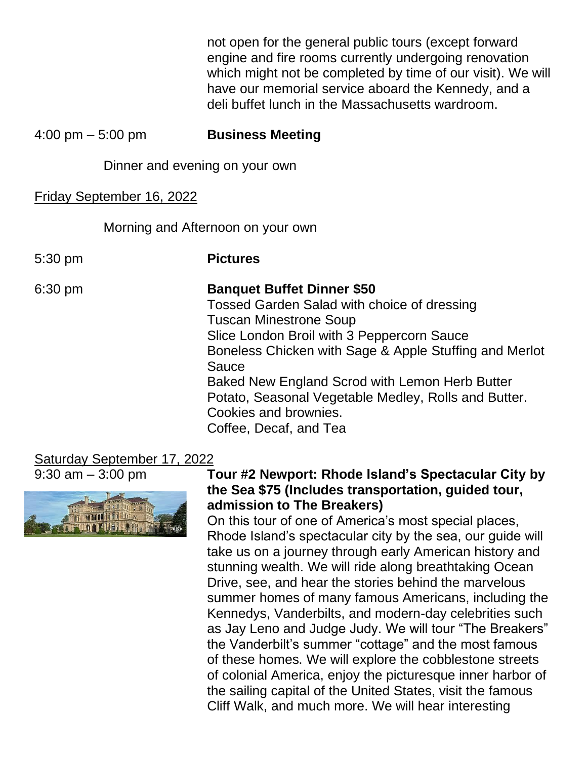not open for the general public tours (except forward engine and fire rooms currently undergoing renovation which might not be completed by time of our visit). We will have our memorial service aboard the Kennedy, and a deli buffet lunch in the Massachusetts wardroom.

4:00 pm – 5:00 pm **Business Meeting**

Dinner and evening on your own

Friday September 16, 2022

Morning and Afternoon on your own

5:30 pm **Pictures**

6:30 pm **Banquet Buffet Dinner $50**
Tossed Garden Salad with choice of dressing
Tuscan Minestrone Soup
Slice London Broil with 3 Peppercorn Sauce
Boneless Chicken with Sage & Apple Stuffing and Merlot Sauce
Baked New England Scrod with Lemon Herb Butter
Potato, Seasonal Vegetable Medley, Rolls and Butter.
Cookies and brownies.
Coffee, Decaf, and Tea

Saturday September 17, 2022

9:30 am – 3:00 pm **Tour #2 Newport: Rhode Island's Spectacular City by the Sea $75 (Includes transportation, guided tour, admission to The Breakers)**
On this tour of one of America's most special places, Rhode Island's spectacular city by the sea, our guide will take us on a journey through early American history and stunning wealth. We will ride along breathtaking Ocean Drive, see, and hear the stories behind the marvelous summer homes of many famous Americans, including the Kennedys, Vanderbilts, and modern-day celebrities such as Jay Leno and Judge Judy. We will tour "The Breakers" the Vanderbilt's summer "cottage" and the most famous of these homes. We will explore the cobblestone streets of colonial America, enjoy the picturesque inner harbor of the sailing capital of the United States, visit the famous Cliff Walk, and much more. We will hear interesting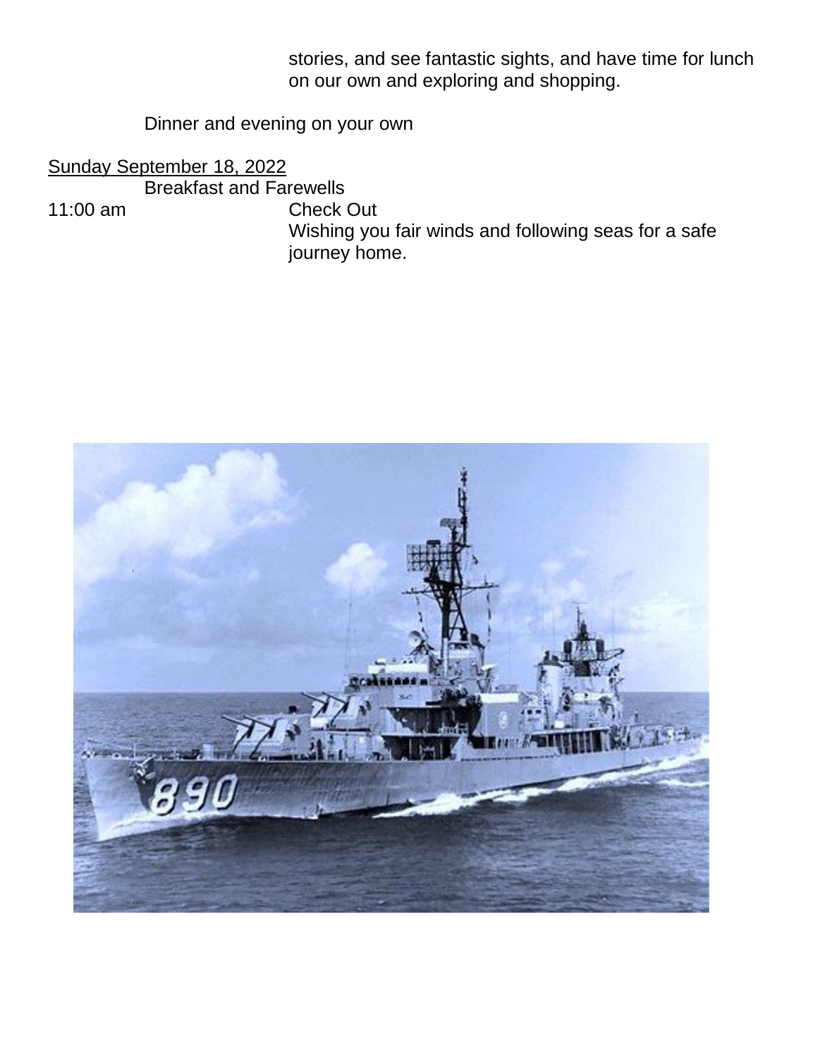stories, and see fantastic sights, and have time for lunch on our own and exploring and shopping.

Dinner and evening on your own

<u>Sunday September 18, 2022</u>

Breakfast and Farewells

11:00 am Check Out

Wishing you fair winds and following seas for a safe journey home.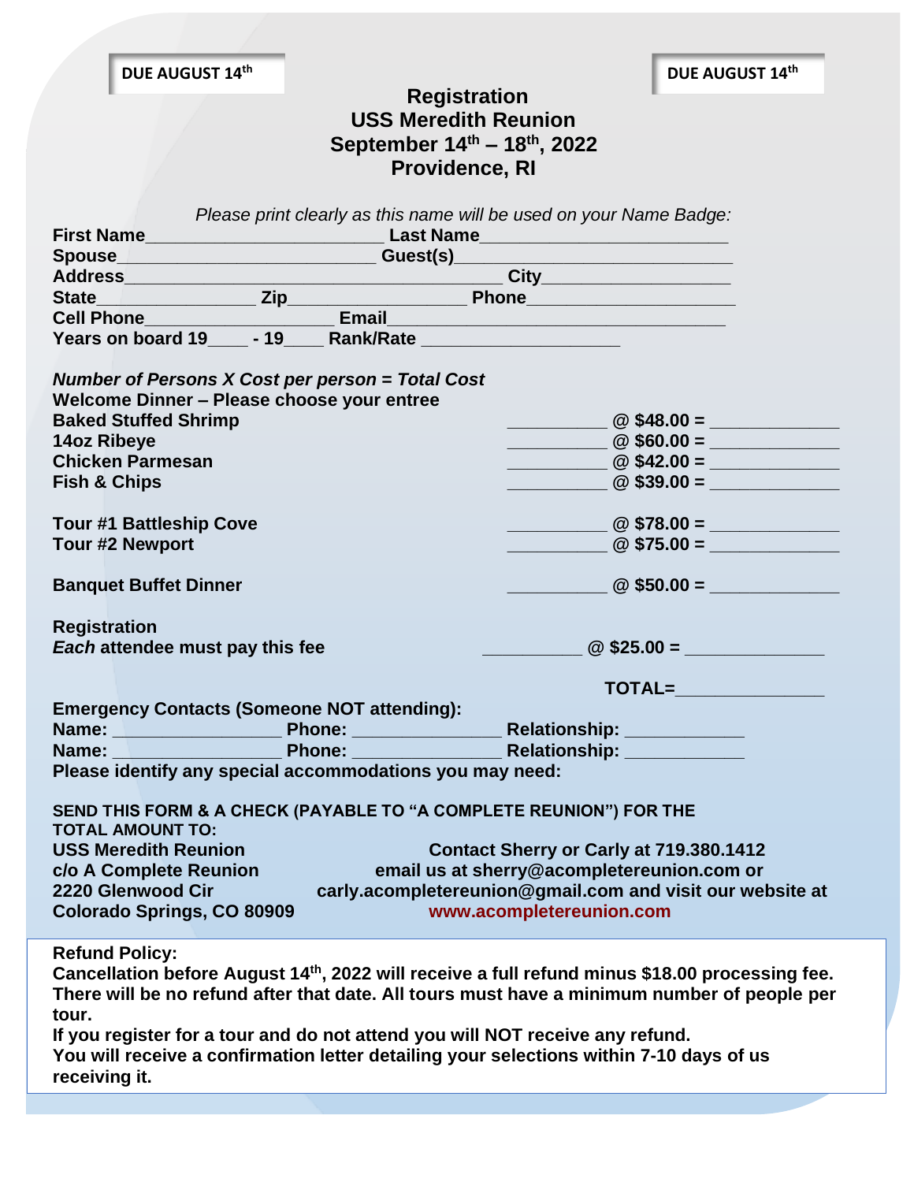**DUE AUGUST 14th** | **DUE AUGUST 14th**

# Registration
# USS Meredith Reunion
# September 14th – 18th, 2022
# Providence, RI

*Please print clearly as this name will be used on your Name Badge:*

**First Name**_______________________ **Last Name**________________________
**Spouse**_________________________ **Guest(s)**___________________________
**Address**____________________________________ **City**__________________
**State**______________ **Zip**_________________ **Phone**____________________
**Cell Phone**__________________ **Email**_________________________________
**Years on board 19____ - 19____ Rank/Rate** ___________________

***Number of Persons X Cost per person = Total Cost***

**Welcome Dinner – Please choose your entree**

| | | | |
|---|---|---|---|
| **Baked Stuffed Shrimp** | __________ | **@ $48.00 =** | _____________ |
| **14oz Ribeye** | __________ | **@ $60.00 =** | _____________ |
| **Chicken Parmesan** | __________ | **@ $42.00 =** | _____________ |
| **Fish & Chips** | __________ | **@ $39.00 =** | _____________ |
| **Tour #1 Battleship Cove** | __________ | **@ $78.00 =** | _____________ |
| **Tour #2 Newport** | __________ | **@ $75.00 =** | _____________ |
| **Banquet Buffet Dinner** | __________ | **@ $50.00 =** | _____________ |
| **Registration** ***Each*** **attendee must pay this fee** | __________ | **@ $25.00 =** | _____________ |
| | | **TOTAL=** | _____________ |

**Emergency Contacts (Someone NOT attending):**
**Name:** ________________ **Phone:** _______________ **Relationship:** ____________
**Name:** ________________ **Phone:** _______________ **Relationship:** ____________
**Please identify any special accommodations you may need:**

**SEND THIS FORM & A CHECK (PAYABLE TO "A COMPLETE REUNION") FOR THE TOTAL AMOUNT TO:**

**USS Meredith Reunion**
**c/o A Complete Reunion**
**2220 Glenwood Cir**
**Colorado Springs, CO 80909**

**Contact Sherry or Carly at 719.380.1412**
**email us at sherry@acompletereunion.com or carly.acompletereunion@gmail.com and visit our website at**
**www.acompletereunion.com**

**Refund Policy:**
**Cancellation before August 14th, 2022 will receive a full refund minus $18.00 processing fee. There will be no refund after that date. All tours must have a minimum number of people per tour.**
**If you register for a tour and do not attend you will NOT receive any refund.**
**You will receive a confirmation letter detailing your selections within 7-10 days of us receiving it.**